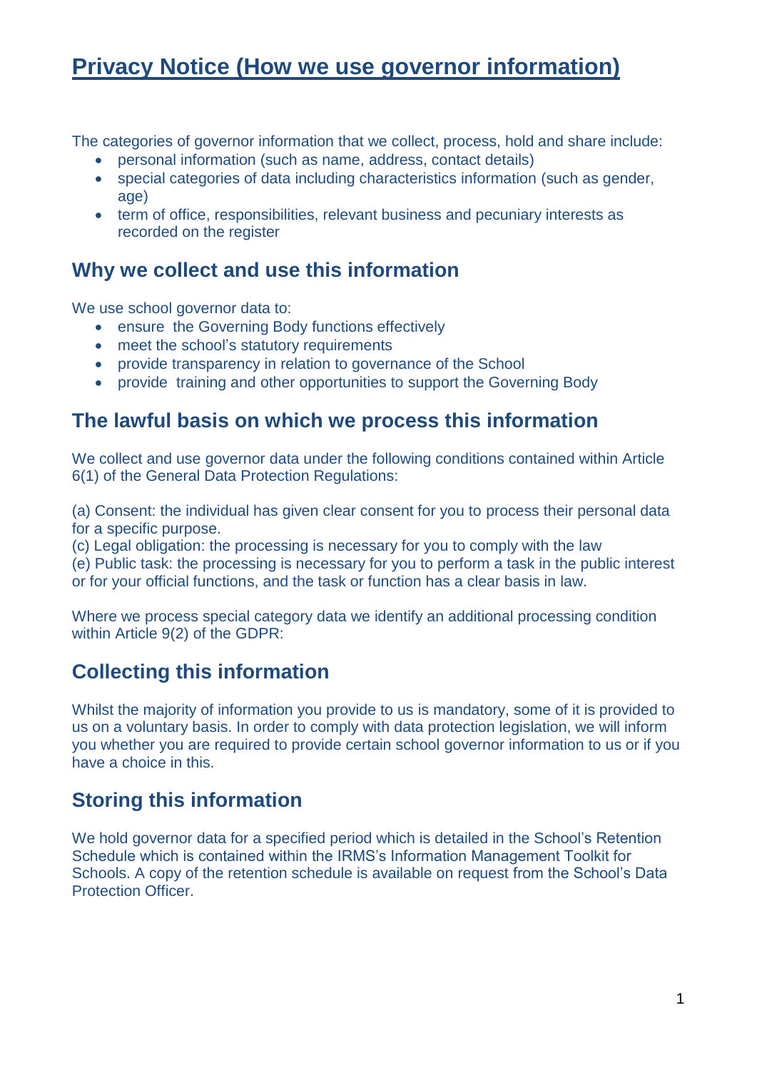# Privacy Notice (How we use governor information)

The categories of governor information that we collect, process, hold and share include:

- personal information (such as name, address, contact details)
- special categories of data including characteristics information (such as gender, age)
- term of office, responsibilities, relevant business and pecuniary interests as recorded on the register

## Why we collect and use this information

We use school governor data to:

- ensure the Governing Body functions effectively
- meet the school's statutory requirements
- provide transparency in relation to governance of the School
- provide training and other opportunities to support the Governing Body

## The lawful basis on which we process this information

We collect and use governor data under the following conditions contained within Article 6(1) of the General Data Protection Regulations:

(a) Consent: the individual has given clear consent for you to process their personal data for a specific purpose.
(c) Legal obligation: the processing is necessary for you to comply with the law
(e) Public task: the processing is necessary for you to perform a task in the public interest or for your official functions, and the task or function has a clear basis in law.

Where we process special category data we identify an additional processing condition within Article 9(2) of the GDPR:

## Collecting this information

Whilst the majority of information you provide to us is mandatory, some of it is provided to us on a voluntary basis. In order to comply with data protection legislation, we will inform you whether you are required to provide certain school governor information to us or if you have a choice in this.

## Storing this information

We hold governor data for a specified period which is detailed in the School's Retention Schedule which is contained within the IRMS's Information Management Toolkit for Schools. A copy of the retention schedule is available on request from the School's Data Protection Officer.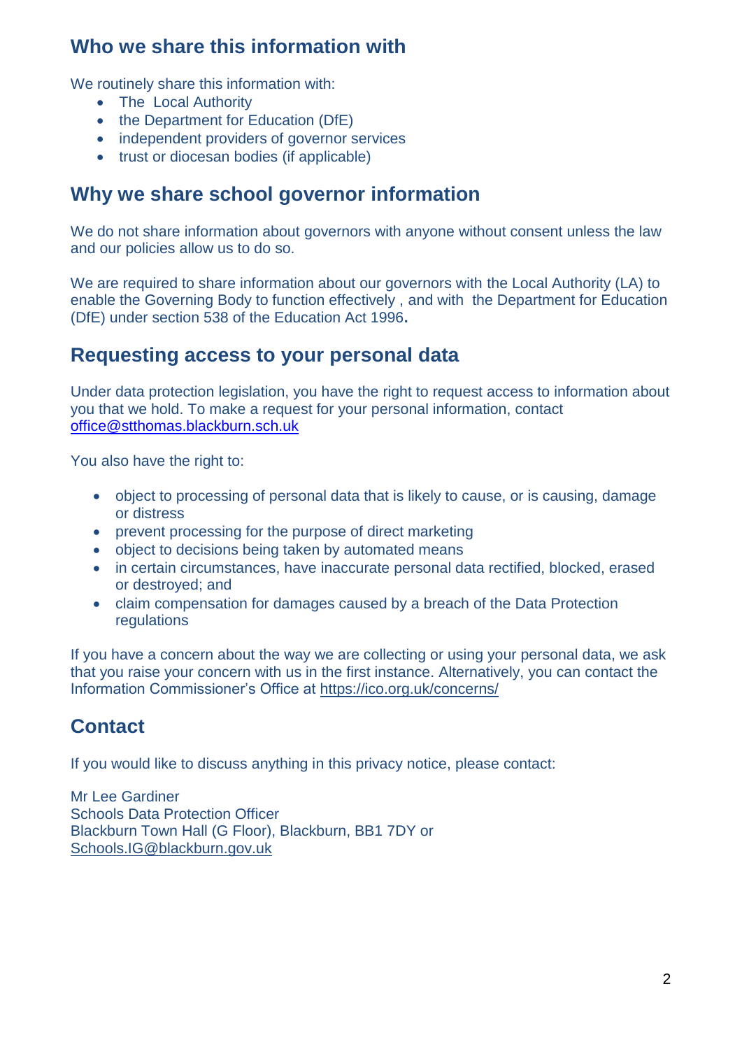## Who we share this information with

We routinely share this information with:

- The Local Authority
- the Department for Education (DfE)
- independent providers of governor services
- trust or diocesan bodies (if applicable)

## Why we share school governor information

We do not share information about governors with anyone without consent unless the law and our policies allow us to do so.

We are required to share information about our governors with the Local Authority (LA) to enable the Governing Body to function effectively , and with the Department for Education (DfE) under section 538 of the Education Act 1996**.**

## Requesting access to your personal data

Under data protection legislation, you have the right to request access to information about you that we hold. To make a request for your personal information, contact office@stthomas.blackburn.sch.uk

You also have the right to:

- object to processing of personal data that is likely to cause, or is causing, damage or distress
- prevent processing for the purpose of direct marketing
- object to decisions being taken by automated means
- in certain circumstances, have inaccurate personal data rectified, blocked, erased or destroyed; and
- claim compensation for damages caused by a breach of the Data Protection regulations

If you have a concern about the way we are collecting or using your personal data, we ask that you raise your concern with us in the first instance. Alternatively, you can contact the Information Commissioner's Office at https://ico.org.uk/concerns/

## Contact

If you would like to discuss anything in this privacy notice, please contact:

Mr Lee Gardiner
Schools Data Protection Officer
Blackburn Town Hall (G Floor), Blackburn, BB1 7DY or
Schools.IG@blackburn.gov.uk